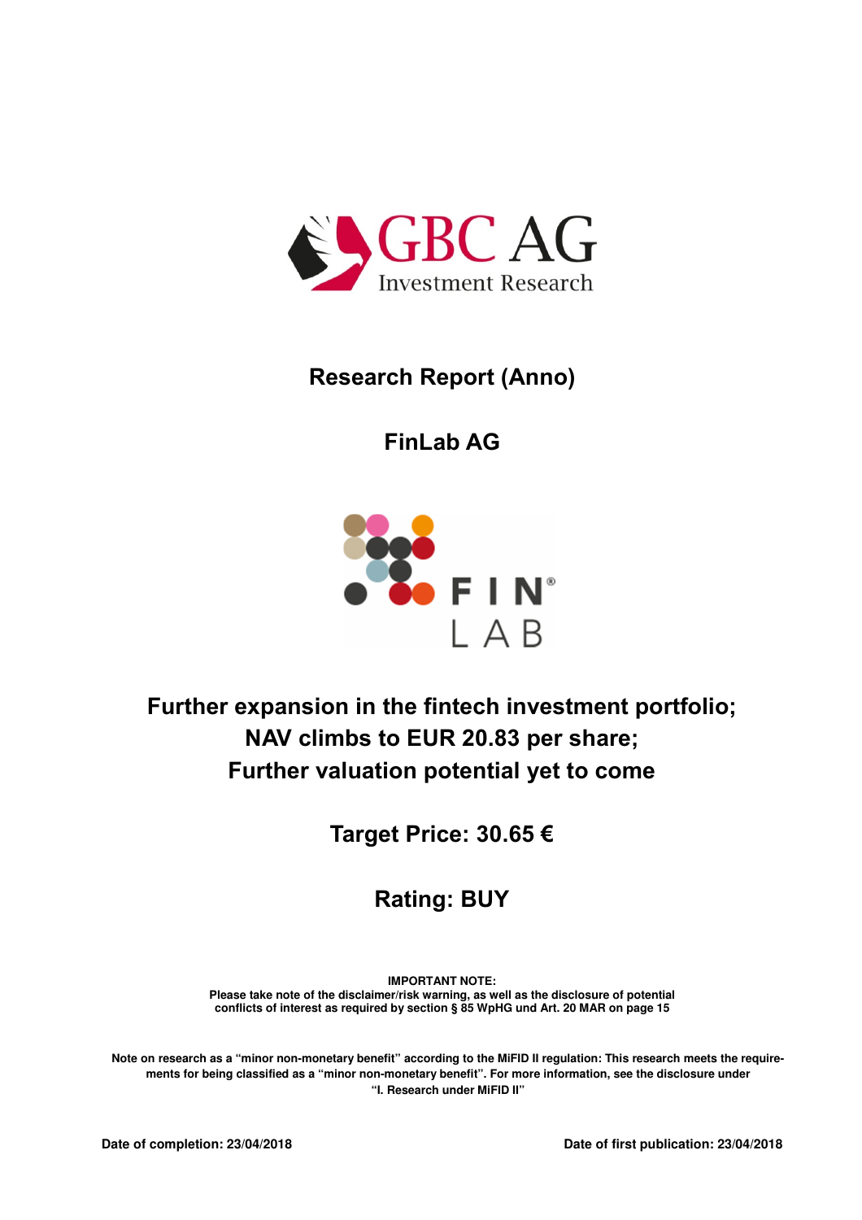GBC AG
Investment Research

# Research Report (Anno)

## FinLab AG

FIN LAB

## Further expansion in the fintech investment portfolio; NAV climbs to EUR 20.83 per share; Further valuation potential yet to come

### Target Price: 30.65 €

### Rating: BUY

**IMPORTANT NOTE:**
**Please take note of the disclaimer/risk warning, as well as the disclosure of potential conflicts of interest as required by section § 85 WpHG und Art. 20 MAR on page 15**

**Note on research as a "minor non-monetary benefit" according to the MiFID II regulation: This research meets the requirements for being classified as a "minor non-monetary benefit". For more information, see the disclosure under "I. Research under MiFID II"**

**Date of completion: 23/04/2018** **Date of first publication: 23/04/2018**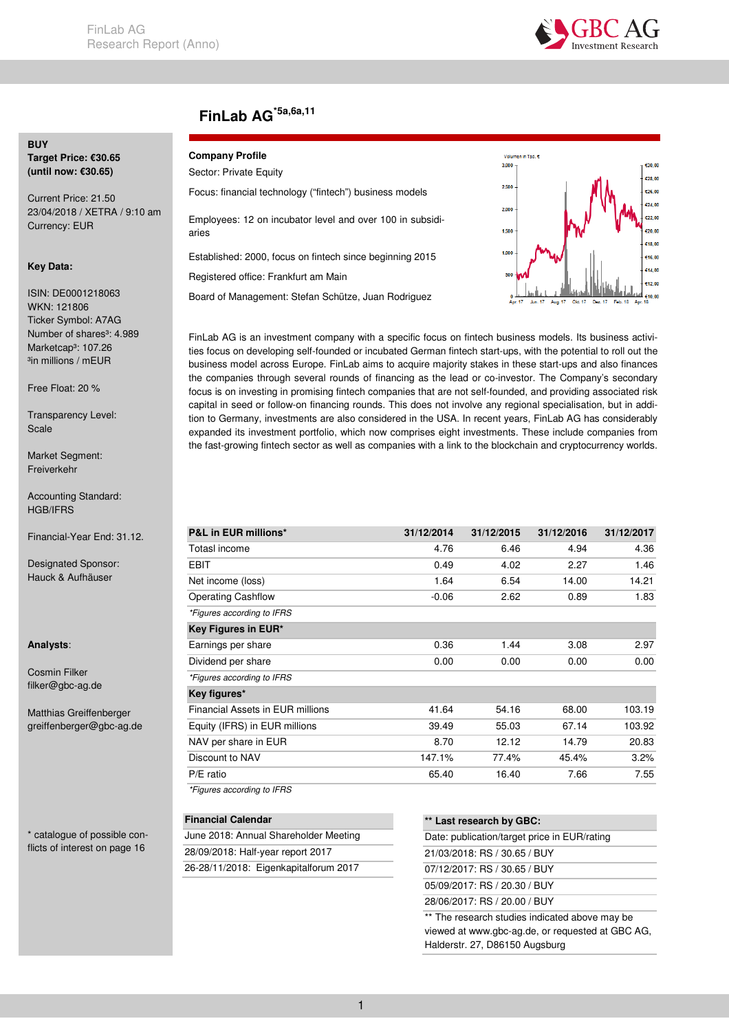# FinLab AG[*5a,6a,11]

**BUY**
**Target Price: €30.65**
**(until now: €30.65)**

Current Price: 21.50
23/04/2018 / XETRA / 9:10 am
Currency: EUR

**Key Data:**

ISIN: DE0001218063
WKN: 121806
Ticker Symbol: A7AG
Number of shares³: 4.989
Marketcap³: 107.26
³in millions / mEUR

Free Float: 20 %

Transparency Level:
Scale

Market Segment:
Freiverkehr

Accounting Standard:
HGB/IFRS

Financial-Year End: 31.12.

Designated Sponsor:
Hauck & Aufhäuser

**Analysts**:

Cosmin Filker
filker@gbc-ag.de

Matthias Greiffenberger
greiffenberger@gbc-ag.de

* catalogue of possible conflicts of interest on page 16

**Company Profile**

Sector: Private Equity

Focus: financial technology ("fintech") business models

Employees: 12 on incubator level and over 100 in subsidiaries

Established: 2000, focus on fintech since beginning 2015

Registered office: Frankfurt am Main

Board of Management: Stefan Schütze, Juan Rodriguez

FinLab AG is an investment company with a specific focus on fintech business models. Its business activities focus on developing self-founded or incubated German fintech start-ups, with the potential to roll out the business model across Europe. FinLab aims to acquire majority stakes in these start-ups and also finances the companies through several rounds of financing as the lead or co-investor. The Company's secondary focus is on investing in promising fintech companies that are not self-founded, and providing associated risk capital in seed or follow-on financing rounds. This does not involve any regional specialisation, but in addition to Germany, investments are also considered in the USA. In recent years, FinLab AG has considerably expanded its investment portfolio, which now comprises eight investments. These include companies from the fast-growing fintech sector as well as companies with a link to the blockchain and cryptocurrency worlds.

| P&L in EUR millions* | 31/12/2014 | 31/12/2015 | 31/12/2016 | 31/12/2017 |
|---|---|---|---|---|
| Totasl income | 4.76 | 6.46 | 4.94 | 4.36 |
| EBIT | 0.49 | 4.02 | 2.27 | 1.46 |
| Net income (loss) | 1.64 | 6.54 | 14.00 | 14.21 |
| Operating Cashflow | -0.06 | 2.62 | 0.89 | 1.83 |
| *Figures according to IFRS* | | | | |
| **Key Figures in EUR*** | | | | |
| Earnings per share | 0.36 | 1.44 | 3.08 | 2.97 |
| Dividend per share | 0.00 | 0.00 | 0.00 | 0.00 |
| *Figures according to IFRS* | | | | |
| **Key figures*** | | | | |
| Financial Assets in EUR millions | 41.64 | 54.16 | 68.00 | 103.19 |
| Equity (IFRS) in EUR millions | 39.49 | 55.03 | 67.14 | 103.92 |
| NAV per share in EUR | 8.70 | 12.12 | 14.79 | 20.83 |
| Discount to NAV | 147.1% | 77.4% | 45.4% | 3.2% |
| P/E ratio | 65.40 | 16.40 | 7.66 | 7.55 |
| *Figures according to IFRS* | | | | |

| Financial Calendar |
|---|
| June 2018: Annual Shareholder Meeting |
| 28/09/2018: Half-year report 2017 |
| 26-28/11/2018: Eigenkapitalforum 2017 |

| ** Last research by GBC: |
|---|
| Date: publication/target price in EUR/rating |
| 21/03/2018: RS / 30.65 / BUY |
| 07/12/2017: RS / 30.65 / BUY |
| 05/09/2017: RS / 20.30 / BUY |
| 28/06/2017: RS / 20.00 / BUY |
| ** The research studies indicated above may be viewed at www.gbc-ag.de, or requested at GBC AG, Halderstr. 27, D86150 Augsburg |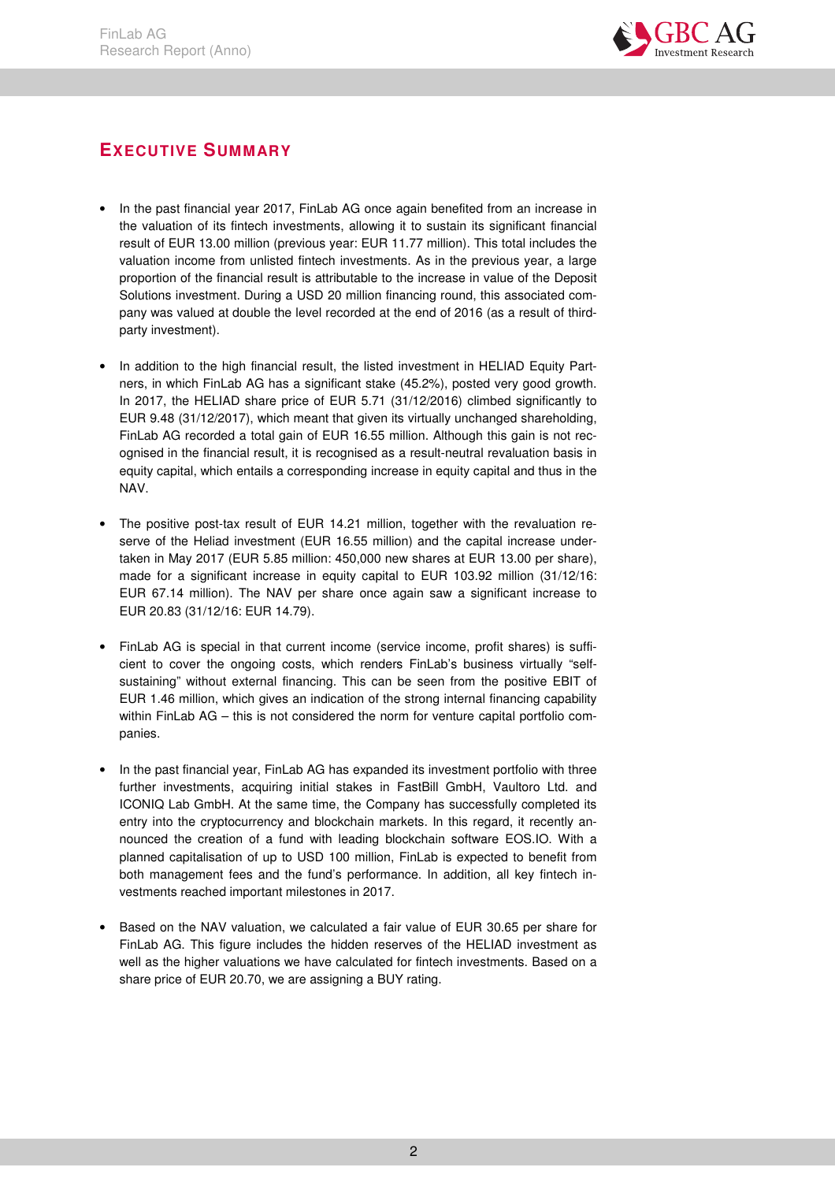## EXECUTIVE SUMMARY

- In the past financial year 2017, FinLab AG once again benefited from an increase in the valuation of its fintech investments, allowing it to sustain its significant financial result of EUR 13.00 million (previous year: EUR 11.77 million). This total includes the valuation income from unlisted fintech investments. As in the previous year, a large proportion of the financial result is attributable to the increase in value of the Deposit Solutions investment. During a USD 20 million financing round, this associated company was valued at double the level recorded at the end of 2016 (as a result of third-party investment).

- In addition to the high financial result, the listed investment in HELIAD Equity Partners, in which FinLab AG has a significant stake (45.2%), posted very good growth. In 2017, the HELIAD share price of EUR 5.71 (31/12/2016) climbed significantly to EUR 9.48 (31/12/2017), which meant that given its virtually unchanged shareholding, FinLab AG recorded a total gain of EUR 16.55 million. Although this gain is not recognised in the financial result, it is recognised as a result-neutral revaluation basis in equity capital, which entails a corresponding increase in equity capital and thus in the NAV.

- The positive post-tax result of EUR 14.21 million, together with the revaluation reserve of the Heliad investment (EUR 16.55 million) and the capital increase undertaken in May 2017 (EUR 5.85 million: 450,000 new shares at EUR 13.00 per share), made for a significant increase in equity capital to EUR 103.92 million (31/12/16: EUR 67.14 million). The NAV per share once again saw a significant increase to EUR 20.83 (31/12/16: EUR 14.79).

- FinLab AG is special in that current income (service income, profit shares) is sufficient to cover the ongoing costs, which renders FinLab's business virtually "self-sustaining" without external financing. This can be seen from the positive EBIT of EUR 1.46 million, which gives an indication of the strong internal financing capability within FinLab AG – this is not considered the norm for venture capital portfolio companies.

- In the past financial year, FinLab AG has expanded its investment portfolio with three further investments, acquiring initial stakes in FastBill GmbH, Vaultoro Ltd. and ICONIQ Lab GmbH. At the same time, the Company has successfully completed its entry into the cryptocurrency and blockchain markets. In this regard, it recently announced the creation of a fund with leading blockchain software EOS.IO. With a planned capitalisation of up to USD 100 million, FinLab is expected to benefit from both management fees and the fund's performance. In addition, all key fintech investments reached important milestones in 2017.

- Based on the NAV valuation, we calculated a fair value of EUR 30.65 per share for FinLab AG. This figure includes the hidden reserves of the HELIAD investment as well as the higher valuations we have calculated for fintech investments. Based on a share price of EUR 20.70, we are assigning a BUY rating.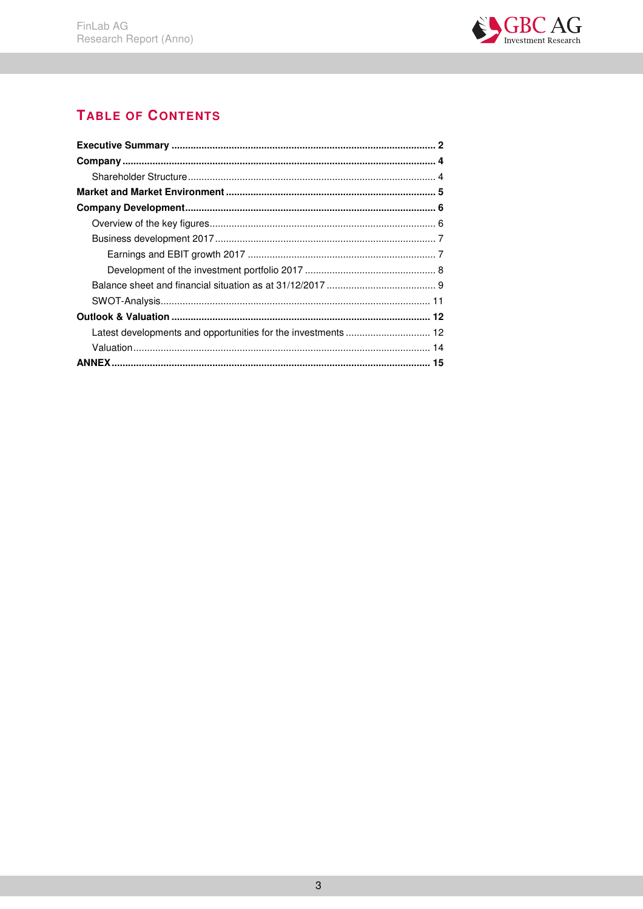# TABLE OF CONTENTS

**Executive Summary** .......... **2**

**Company** .......... **4**

- Shareholder Structure .......... 4

**Market and Market Environment** .......... **5**

**Company Development** .......... **6**

- Overview of the key figures .......... 6
- Business development 2017 .......... 7
  - Earnings and EBIT growth 2017 .......... 7
  - Development of the investment portfolio 2017 .......... 8
- Balance sheet and financial situation as at 31/12/2017 .......... 9
- SWOT-Analysis .......... 11

**Outlook & Valuation** .......... **12**

- Latest developments and opportunities for the investments .......... 12
- Valuation .......... 14

**ANNEX** .......... **15**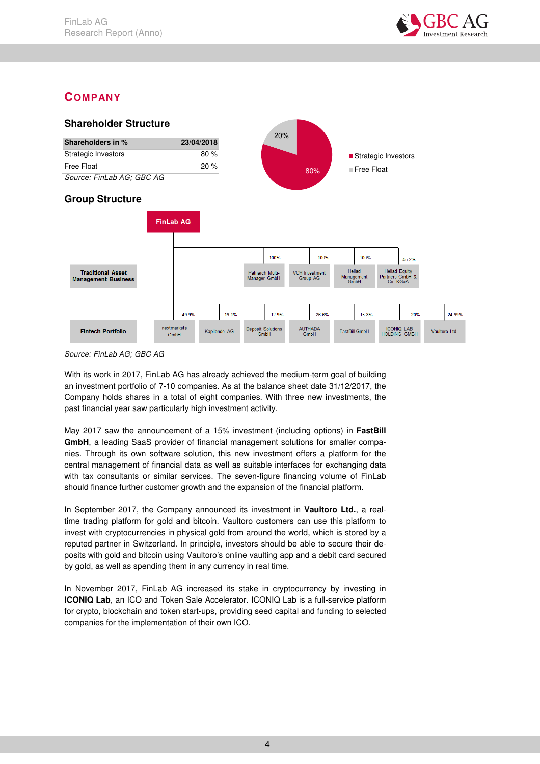## COMPANY

### Shareholder Structure

| Shareholders in % | 23/04/2018 |
|---|---|
| Strategic Investors | 80 % |
| Free Float | 20 % |

*Source: FinLab AG; GBC AG*

### Group Structure

**FinLab AG**

**Traditional Asset Management Business**

| Company | Share |
|---|---|
| Patriarch Multi-Manager GmbH | 100% |
| VCH Investment Group AG | 100% |
| Heliad Management GmbH | 100% |
| Heliad Equity Partners GmbH & Co. KGaA | 45.2% |

**Fintech-Portfolio**

| Company | Share |
|---|---|
| nextmarkets GmbH | 49.9% |
| Kapilendo AG | 19.1% |
| Deposit Solutions GmbH | 12.9% |
| AUTHADA GmbH | 26.6% |
| FastBill GmbH | 15.8% |
| ICONIQ LAB HOLDING GMBH | 20% |
| Vaultoro Ltd. | 24.99% |

*Source: FinLab AG; GBC AG*

With its work in 2017, FinLab AG has already achieved the medium-term goal of building an investment portfolio of 7-10 companies. As at the balance sheet date 31/12/2017, the Company holds shares in a total of eight companies. With three new investments, the past financial year saw particularly high investment activity.

May 2017 saw the announcement of a 15% investment (including options) in **FastBill GmbH**, a leading SaaS provider of financial management solutions for smaller companies. Through its own software solution, this new investment offers a platform for the central management of financial data as well as suitable interfaces for exchanging data with tax consultants or similar services. The seven-figure financing volume of FinLab should finance further customer growth and the expansion of the financial platform.

In September 2017, the Company announced its investment in **Vaultoro Ltd.**, a real-time trading platform for gold and bitcoin. Vaultoro customers can use this platform to invest with cryptocurrencies in physical gold from around the world, which is stored by a reputed partner in Switzerland. In principle, investors should be able to secure their deposits with gold and bitcoin using Vaultoro's online vaulting app and a debit card secured by gold, as well as spending them in any currency in real time.

In November 2017, FinLab AG increased its stake in cryptocurrency by investing in **ICONIQ Lab**, an ICO and Token Sale Accelerator. ICONIQ Lab is a full-service platform for crypto, blockchain and token start-ups, providing seed capital and funding to selected companies for the implementation of their own ICO.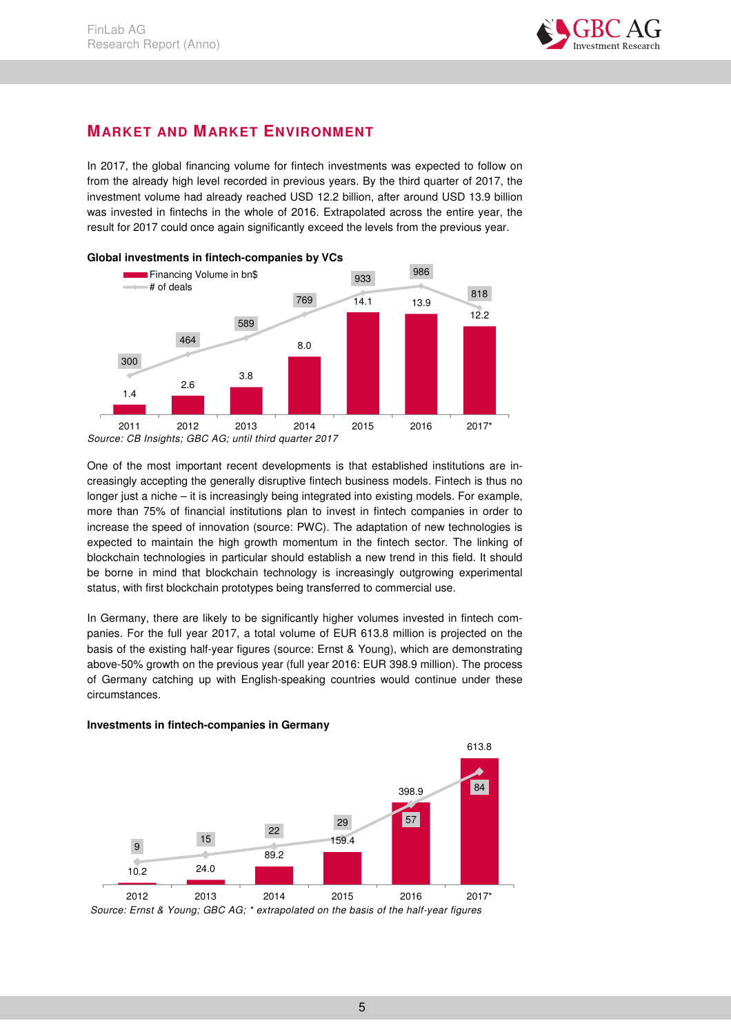## Market and Market Environment

In 2017, the global financing volume for fintech investments was expected to follow on from the already high level recorded in previous years. By the third quarter of 2017, the investment volume had already reached USD 12.2 billion, after around USD 13.9 billion was invested in fintechs in the whole of 2016. Extrapolated across the entire year, the result for 2017 could once again significantly exceed the levels from the previous year.

**Global investments in fintech-companies by VCs**

| | 2011 | 2012 | 2013 | 2014 | 2015 | 2016 | 2017* |
|---|---|---|---|---|---|---|---|
| Financing Volume in bn$ | 1.4 | 2.6 | 3.8 | 8.0 | 14.1 | 13.9 | 12.2 |
| # of deals | 300 | 464 | 589 | 769 | 933 | 986 | 818 |

*Source: CB Insights; GBC AG; until third quarter 2017*

One of the most important recent developments is that established institutions are increasingly accepting the generally disruptive fintech business models. Fintech is thus no longer just a niche – it is increasingly being integrated into existing models. For example, more than 75% of financial institutions plan to invest in fintech companies in order to increase the speed of innovation (source: PWC). The adaptation of new technologies is expected to maintain the high growth momentum in the fintech sector. The linking of blockchain technologies in particular should establish a new trend in this field. It should be borne in mind that blockchain technology is increasingly outgrowing experimental status, with first blockchain prototypes being transferred to commercial use.

In Germany, there are likely to be significantly higher volumes invested in fintech companies. For the full year 2017, a total volume of EUR 613.8 million is projected on the basis of the existing half-year figures (source: Ernst & Young), which are demonstrating above-50% growth on the previous year (full year 2016: EUR 398.9 million). The process of Germany catching up with English-speaking countries would continue under these circumstances.

**Investments in fintech-companies in Germany**

| | 2012 | 2013 | 2014 | 2015 | 2016 | 2017* |
|---|---|---|---|---|---|---|
| Volume | 10.2 | 24.0 | 89.2 | 159.4 | 398.9 | 613.8 |
| # of deals | 9 | 15 | 22 | 29 | 57 | 84 |

*Source: Ernst & Young; GBC AG; \* extrapolated on the basis of the half-year figures*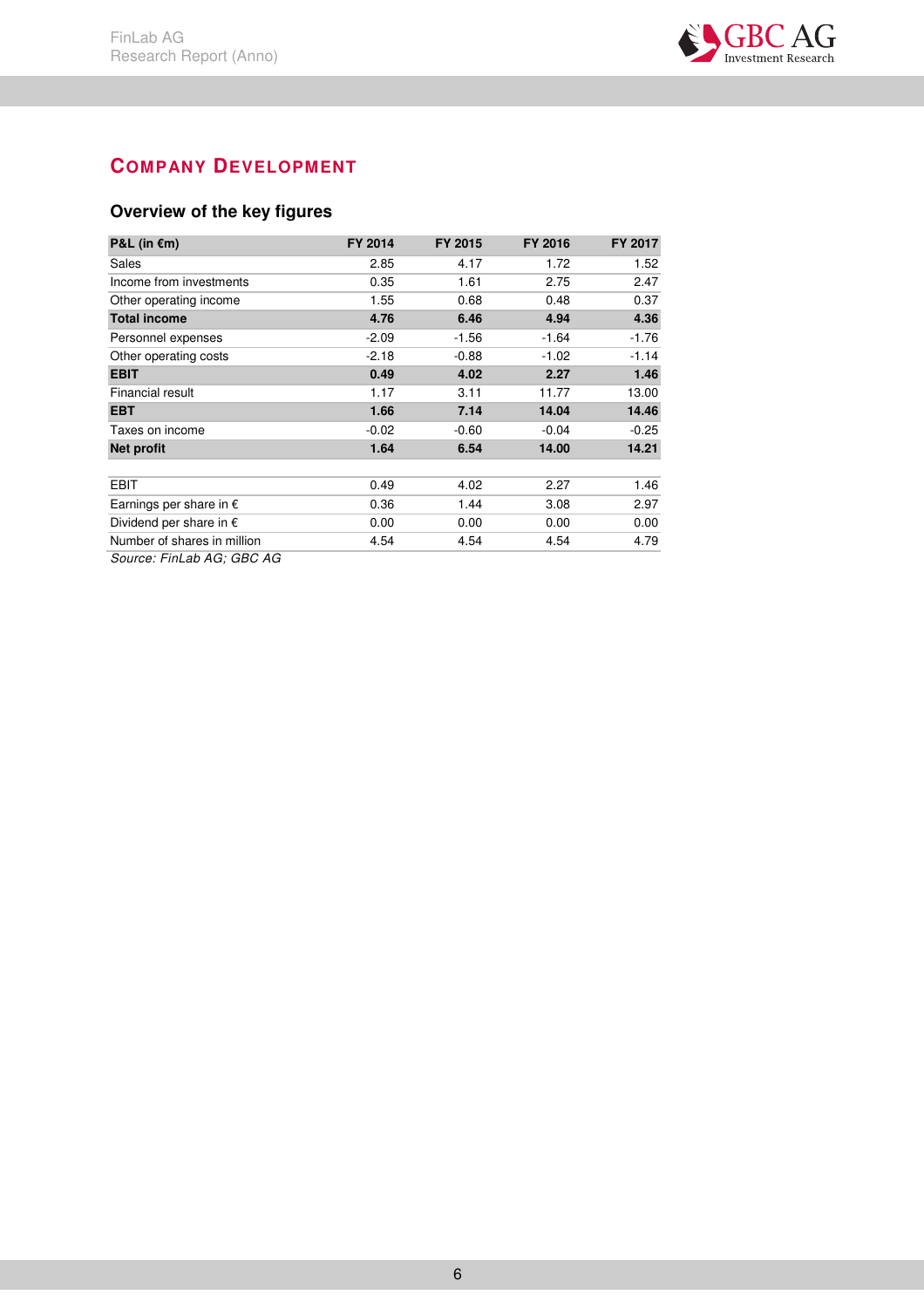## COMPANY DEVELOPMENT

### Overview of the key figures

| P&L (in €m) | FY 2014 | FY 2015 | FY 2016 | FY 2017 |
|---|---|---|---|---|
| Sales | 2.85 | 4.17 | 1.72 | 1.52 |
| Income from investments | 0.35 | 1.61 | 2.75 | 2.47 |
| Other operating income | 1.55 | 0.68 | 0.48 | 0.37 |
| **Total income** | **4.76** | **6.46** | **4.94** | **4.36** |
| Personnel expenses | -2.09 | -1.56 | -1.64 | -1.76 |
| Other operating costs | -2.18 | -0.88 | -1.02 | -1.14 |
| **EBIT** | **0.49** | **4.02** | **2.27** | **1.46** |
| Financial result | 1.17 | 3.11 | 11.77 | 13.00 |
| **EBT** | **1.66** | **7.14** | **14.04** | **14.46** |
| Taxes on income | -0.02 | -0.60 | -0.04 | -0.25 |
| **Net profit** | **1.64** | **6.54** | **14.00** | **14.21** |
| | | | | |
| EBIT | 0.49 | 4.02 | 2.27 | 1.46 |
| Earnings per share in € | 0.36 | 1.44 | 3.08 | 2.97 |
| Dividend per share in € | 0.00 | 0.00 | 0.00 | 0.00 |
| Number of shares in million | 4.54 | 4.54 | 4.54 | 4.79 |

*Source: FinLab AG; GBC AG*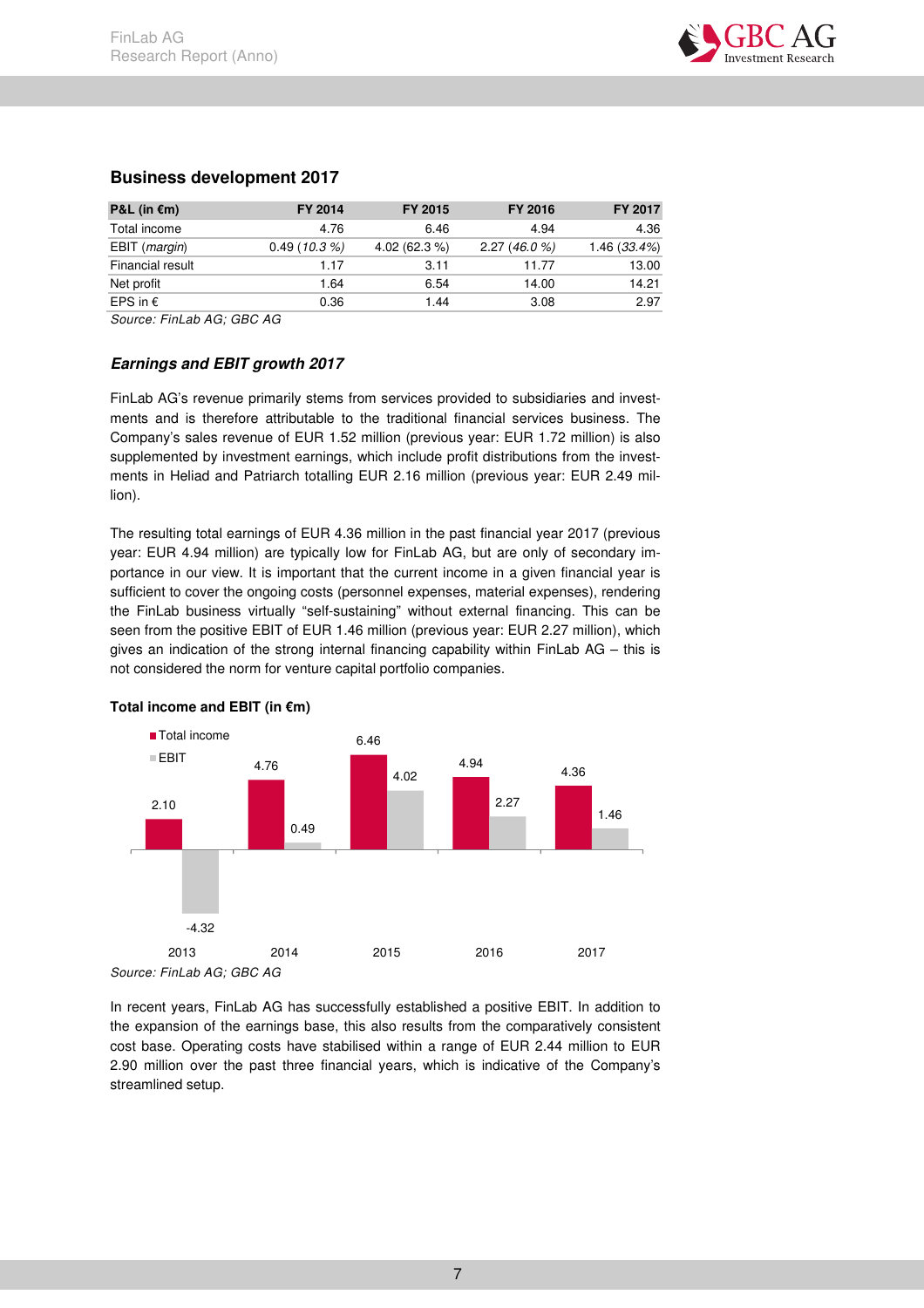## Business development 2017

| P&L (in €m) | FY 2014 | FY 2015 | FY 2016 | FY 2017 |
|---|---|---|---|---|
| Total income | 4.76 | 6.46 | 4.94 | 4.36 |
| EBIT (*margin*) | 0.49 (*10.3 %*) | 4.02 (62.3 %) | 2.27 (*46.0 %*) | 1.46 (*33.4%*) |
| Financial result | 1.17 | 3.11 | 11.77 | 13.00 |
| Net profit | 1.64 | 6.54 | 14.00 | 14.21 |
| EPS in € | 0.36 | 1.44 | 3.08 | 2.97 |

*Source: FinLab AG; GBC AG*

### *Earnings and EBIT growth 2017*

FinLab AG's revenue primarily stems from services provided to subsidiaries and investments and is therefore attributable to the traditional financial services business. The Company's sales revenue of EUR 1.52 million (previous year: EUR 1.72 million) is also supplemented by investment earnings, which include profit distributions from the investments in Heliad and Patriarch totalling EUR 2.16 million (previous year: EUR 2.49 million).

The resulting total earnings of EUR 4.36 million in the past financial year 2017 (previous year: EUR 4.94 million) are typically low for FinLab AG, but are only of secondary importance in our view. It is important that the current income in a given financial year is sufficient to cover the ongoing costs (personnel expenses, material expenses), rendering the FinLab business virtually "self-sustaining" without external financing. This can be seen from the positive EBIT of EUR 1.46 million (previous year: EUR 2.27 million), which gives an indication of the strong internal financing capability within FinLab AG – this is not considered the norm for venture capital portfolio companies.

**Total income and EBIT (in €m)**

| | 2013 | 2014 | 2015 | 2016 | 2017 |
|---|---|---|---|---|---|
| Total income | 2.10 | 4.76 | 6.46 | 4.94 | 4.36 |
| EBIT | -4.32 | 0.49 | 4.02 | 2.27 | 1.46 |

*Source: FinLab AG; GBC AG*

In recent years, FinLab AG has successfully established a positive EBIT. In addition to the expansion of the earnings base, this also results from the comparatively consistent cost base. Operating costs have stabilised within a range of EUR 2.44 million to EUR 2.90 million over the past three financial years, which is indicative of the Company's streamlined setup.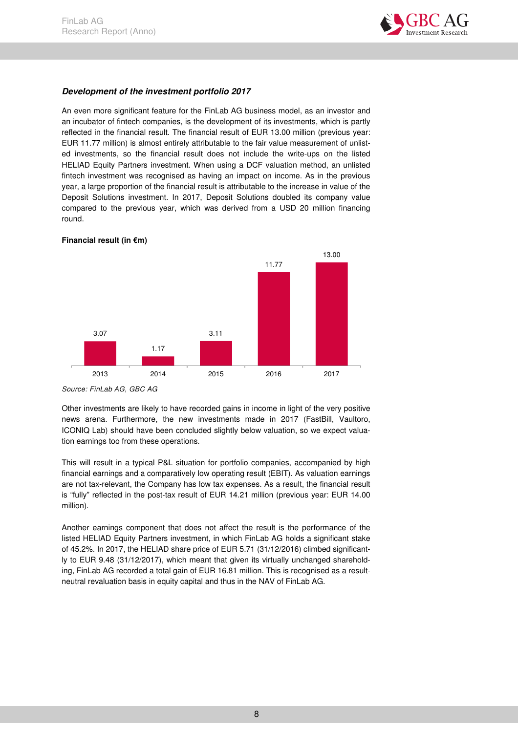### *Development of the investment portfolio 2017*

An even more significant feature for the FinLab AG business model, as an investor and an incubator of fintech companies, is the development of its investments, which is partly reflected in the financial result. The financial result of EUR 13.00 million (previous year: EUR 11.77 million) is almost entirely attributable to the fair value measurement of unlisted investments, so the financial result does not include the write-ups on the listed HELIAD Equity Partners investment. When using a DCF valuation method, an unlisted fintech investment was recognised as having an impact on income. As in the previous year, a large proportion of the financial result is attributable to the increase in value of the Deposit Solutions investment. In 2017, Deposit Solutions doubled its company value compared to the previous year, which was derived from a USD 20 million financing round.

**Financial result (in €m)**

| 2013 | 2014 | 2015 | 2016 | 2017 |
|---|---|---|---|---|
| 3.07 | 1.17 | 3.11 | 11.77 | 13.00 |

*Source: FinLab AG, GBC AG*

Other investments are likely to have recorded gains in income in light of the very positive news arena. Furthermore, the new investments made in 2017 (FastBill, Vaultoro, ICONIQ Lab) should have been concluded slightly below valuation, so we expect valuation earnings too from these operations.

This will result in a typical P&L situation for portfolio companies, accompanied by high financial earnings and a comparatively low operating result (EBIT). As valuation earnings are not tax-relevant, the Company has low tax expenses. As a result, the financial result is "fully" reflected in the post-tax result of EUR 14.21 million (previous year: EUR 14.00 million).

Another earnings component that does not affect the result is the performance of the listed HELIAD Equity Partners investment, in which FinLab AG holds a significant stake of 45.2%. In 2017, the HELIAD share price of EUR 5.71 (31/12/2016) climbed significantly to EUR 9.48 (31/12/2017), which meant that given its virtually unchanged shareholding, FinLab AG recorded a total gain of EUR 16.81 million. This is recognised as a result-neutral revaluation basis in equity capital and thus in the NAV of FinLab AG.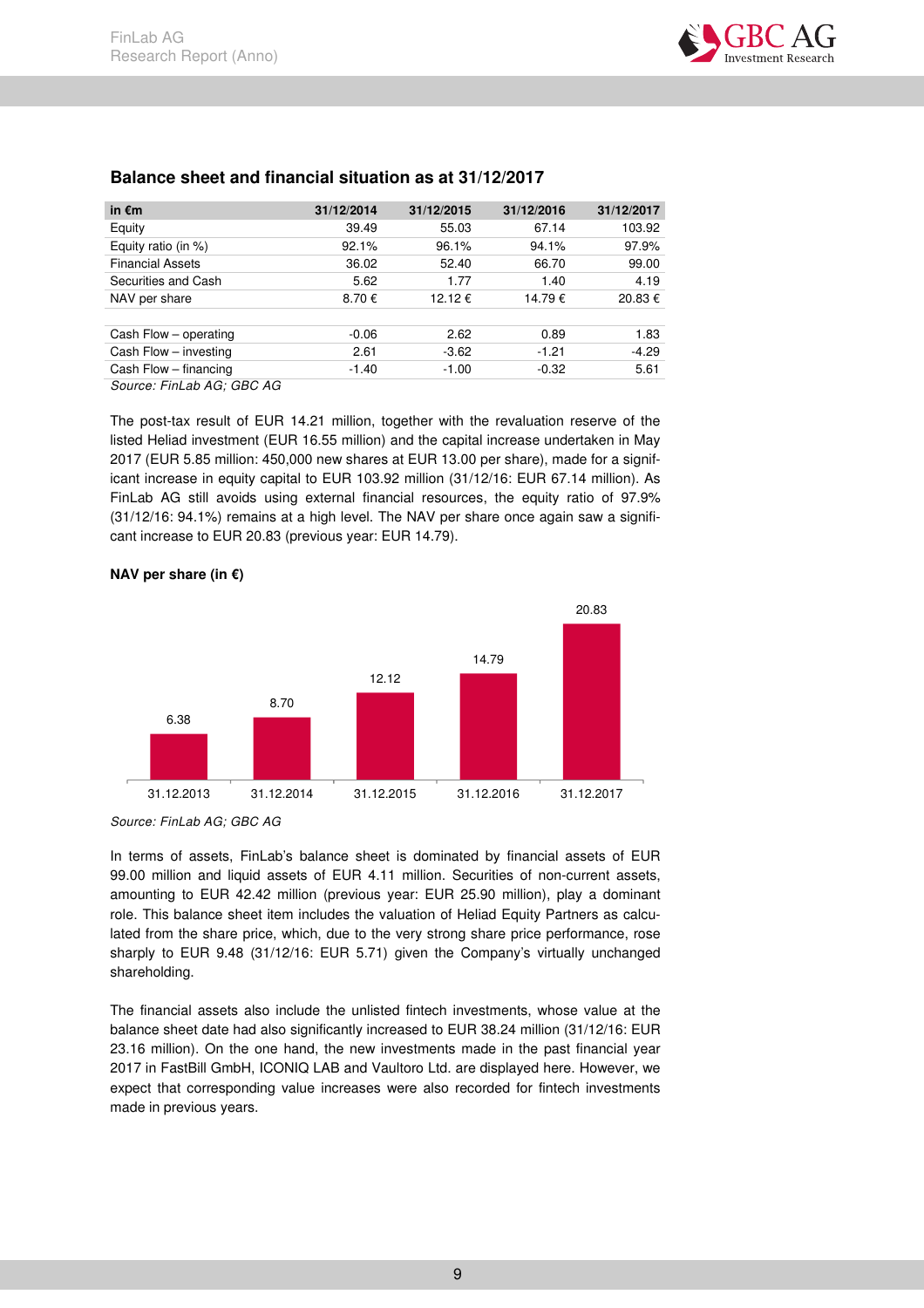## Balance sheet and financial situation as at 31/12/2017

| in €m | 31/12/2014 | 31/12/2015 | 31/12/2016 | 31/12/2017 |
|---|---|---|---|---|
| Equity | 39.49 | 55.03 | 67.14 | 103.92 |
| Equity ratio (in %) | 92.1% | 96.1% | 94.1% | 97.9% |
| Financial Assets | 36.02 | 52.40 | 66.70 | 99.00 |
| Securities and Cash | 5.62 | 1.77 | 1.40 | 4.19 |
| NAV per share | 8.70 € | 12.12 € | 14.79 € | 20.83 € |
| | | | | |
| Cash Flow – operating | -0.06 | 2.62 | 0.89 | 1.83 |
| Cash Flow – investing | 2.61 | -3.62 | -1.21 | -4.29 |
| Cash Flow – financing | -1.40 | -1.00 | -0.32 | 5.61 |

*Source: FinLab AG; GBC AG*

The post-tax result of EUR 14.21 million, together with the revaluation reserve of the listed Heliad investment (EUR 16.55 million) and the capital increase undertaken in May 2017 (EUR 5.85 million: 450,000 new shares at EUR 13.00 per share), made for a significant increase in equity capital to EUR 103.92 million (31/12/16: EUR 67.14 million). As FinLab AG still avoids using external financial resources, the equity ratio of 97.9% (31/12/16: 94.1%) remains at a high level. The NAV per share once again saw a significant increase to EUR 20.83 (previous year: EUR 14.79).

**NAV per share (in €)**

| 31.12.2013 | 31.12.2014 | 31.12.2015 | 31.12.2016 | 31.12.2017 |
|---|---|---|---|---|
| 6.38 | 8.70 | 12.12 | 14.79 | 20.83 |

*Source: FinLab AG; GBC AG*

In terms of assets, FinLab's balance sheet is dominated by financial assets of EUR 99.00 million and liquid assets of EUR 4.11 million. Securities of non-current assets, amounting to EUR 42.42 million (previous year: EUR 25.90 million), play a dominant role. This balance sheet item includes the valuation of Heliad Equity Partners as calculated from the share price, which, due to the very strong share price performance, rose sharply to EUR 9.48 (31/12/16: EUR 5.71) given the Company's virtually unchanged shareholding.

The financial assets also include the unlisted fintech investments, whose value at the balance sheet date had also significantly increased to EUR 38.24 million (31/12/16: EUR 23.16 million). On the one hand, the new investments made in the past financial year 2017 in FastBill GmbH, ICONIQ LAB and Vaultoro Ltd. are displayed here. However, we expect that corresponding value increases were also recorded for fintech investments made in previous years.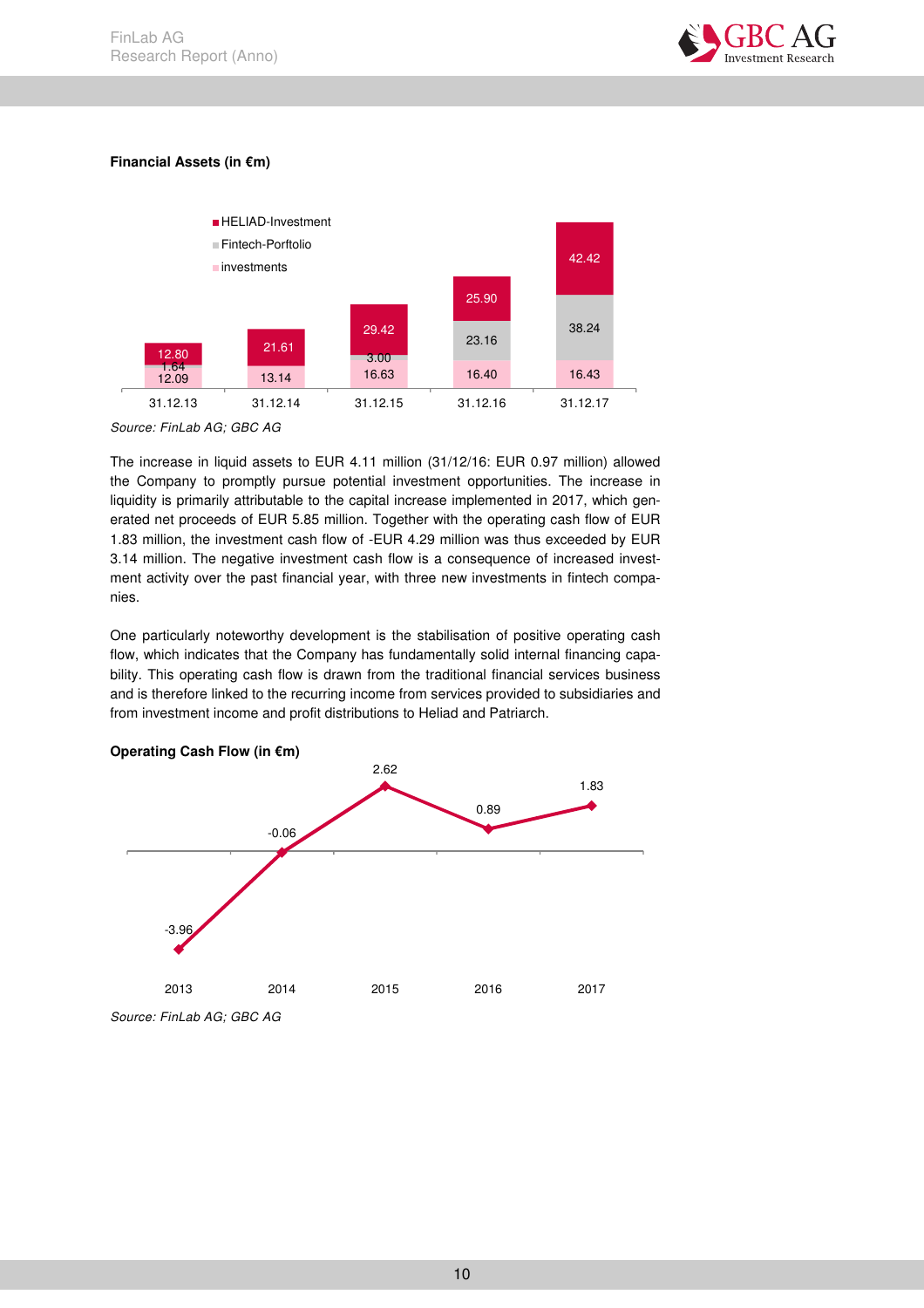**Financial Assets (in €m)**

| | 31.12.13 | 31.12.14 | 31.12.15 | 31.12.16 | 31.12.17 |
|---|---|---|---|---|---|
| HELIAD-Investment | 12.80 | 21.61 | 29.42 | 25.90 | 42.42 |
| Fintech-Porftolio | 1.64 | | 3.00 | 23.16 | 38.24 |
| investments | 12.09 | 13.14 | 16.63 | 16.40 | 16.43 |

*Source: FinLab AG; GBC AG*

The increase in liquid assets to EUR 4.11 million (31/12/16: EUR 0.97 million) allowed the Company to promptly pursue potential investment opportunities. The increase in liquidity is primarily attributable to the capital increase implemented in 2017, which generated net proceeds of EUR 5.85 million. Together with the operating cash flow of EUR 1.83 million, the investment cash flow of -EUR 4.29 million was thus exceeded by EUR 3.14 million. The negative investment cash flow is a consequence of increased investment activity over the past financial year, with three new investments in fintech companies.

One particularly noteworthy development is the stabilisation of positive operating cash flow, which indicates that the Company has fundamentally solid internal financing capability. This operating cash flow is drawn from the traditional financial services business and is therefore linked to the recurring income from services provided to subsidiaries and from investment income and profit distributions to Heliad and Patriarch.

**Operating Cash Flow (in €m)**

| 2013 | 2014 | 2015 | 2016 | 2017 |
|---|---|---|---|---|
| -3.96 | -0.06 | 2.62 | 0.89 | 1.83 |

*Source: FinLab AG; GBC AG*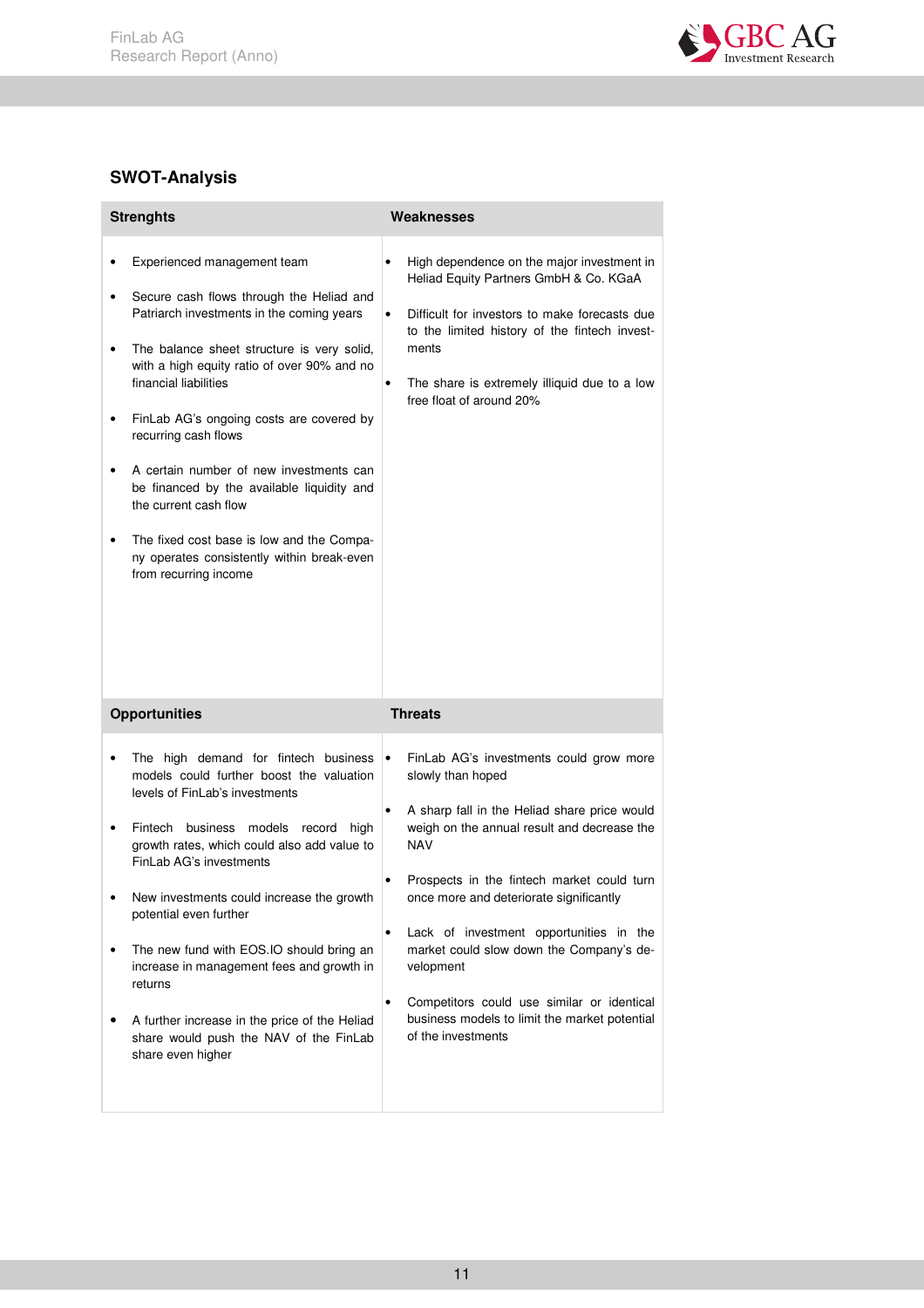## SWOT-Analysis

| Strenghts | Weaknesses |
|---|---|
| • Experienced management team<br>• Secure cash flows through the Heliad and Patriarch investments in the coming years<br>• The balance sheet structure is very solid, with a high equity ratio of over 90% and no financial liabilities<br>• FinLab AG's ongoing costs are covered by recurring cash flows<br>• A certain number of new investments can be financed by the available liquidity and the current cash flow<br>• The fixed cost base is low and the Company operates consistently within break-even from recurring income | • High dependence on the major investment in Heliad Equity Partners GmbH & Co. KGaA<br>• Difficult for investors to make forecasts due to the limited history of the fintech investments<br>• The share is extremely illiquid due to a low free float of around 20% |
| **Opportunities** | **Threats** |
| • The high demand for fintech business models could further boost the valuation levels of FinLab's investments<br>• Fintech business models record high growth rates, which could also add value to FinLab AG's investments<br>• New investments could increase the growth potential even further<br>• The new fund with EOS.IO should bring an increase in management fees and growth in returns<br>• A further increase in the price of the Heliad share would push the NAV of the FinLab share even higher | • FinLab AG's investments could grow more slowly than hoped<br>• A sharp fall in the Heliad share price would weigh on the annual result and decrease the NAV<br>• Prospects in the fintech market could turn once more and deteriorate significantly<br>• Lack of investment opportunities in the market could slow down the Company's development<br>• Competitors could use similar or identical business models to limit the market potential of the investments |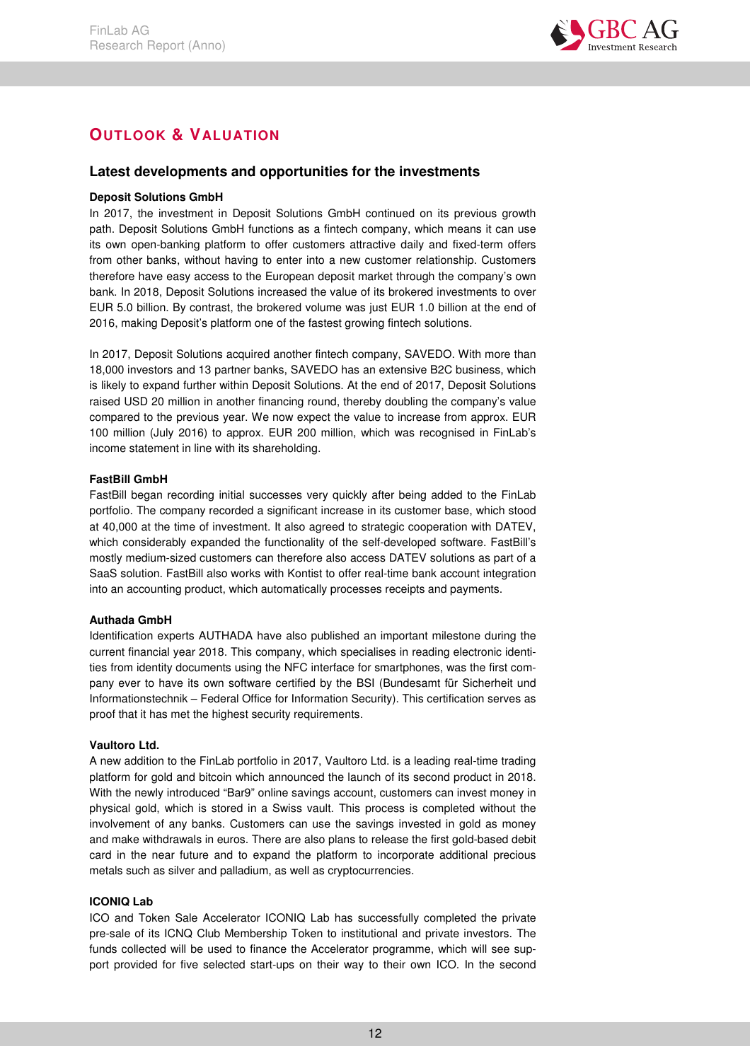## OUTLOOK & VALUATION

### Latest developments and opportunities for the investments

**Deposit Solutions GmbH**

In 2017, the investment in Deposit Solutions GmbH continued on its previous growth path. Deposit Solutions GmbH functions as a fintech company, which means it can use its own open-banking platform to offer customers attractive daily and fixed-term offers from other banks, without having to enter into a new customer relationship. Customers therefore have easy access to the European deposit market through the company's own bank. In 2018, Deposit Solutions increased the value of its brokered investments to over EUR 5.0 billion. By contrast, the brokered volume was just EUR 1.0 billion at the end of 2016, making Deposit's platform one of the fastest growing fintech solutions.

In 2017, Deposit Solutions acquired another fintech company, SAVEDO. With more than 18,000 investors and 13 partner banks, SAVEDO has an extensive B2C business, which is likely to expand further within Deposit Solutions. At the end of 2017, Deposit Solutions raised USD 20 million in another financing round, thereby doubling the company's value compared to the previous year. We now expect the value to increase from approx. EUR 100 million (July 2016) to approx. EUR 200 million, which was recognised in FinLab's income statement in line with its shareholding.

**FastBill GmbH**

FastBill began recording initial successes very quickly after being added to the FinLab portfolio. The company recorded a significant increase in its customer base, which stood at 40,000 at the time of investment. It also agreed to strategic cooperation with DATEV, which considerably expanded the functionality of the self-developed software. FastBill's mostly medium-sized customers can therefore also access DATEV solutions as part of a SaaS solution. FastBill also works with Kontist to offer real-time bank account integration into an accounting product, which automatically processes receipts and payments.

**Authada GmbH**

Identification experts AUTHADA have also published an important milestone during the current financial year 2018. This company, which specialises in reading electronic identities from identity documents using the NFC interface for smartphones, was the first company ever to have its own software certified by the BSI (Bundesamt für Sicherheit und Informationstechnik – Federal Office for Information Security). This certification serves as proof that it has met the highest security requirements.

**Vaultoro Ltd.**

A new addition to the FinLab portfolio in 2017, Vaultoro Ltd. is a leading real-time trading platform for gold and bitcoin which announced the launch of its second product in 2018. With the newly introduced "Bar9" online savings account, customers can invest money in physical gold, which is stored in a Swiss vault. This process is completed without the involvement of any banks. Customers can use the savings invested in gold as money and make withdrawals in euros. There are also plans to release the first gold-based debit card in the near future and to expand the platform to incorporate additional precious metals such as silver and palladium, as well as cryptocurrencies.

**ICONIQ Lab**

ICO and Token Sale Accelerator ICONIQ Lab has successfully completed the private pre-sale of its ICNQ Club Membership Token to institutional and private investors. The funds collected will be used to finance the Accelerator programme, which will see support provided for five selected start-ups on their way to their own ICO. In the second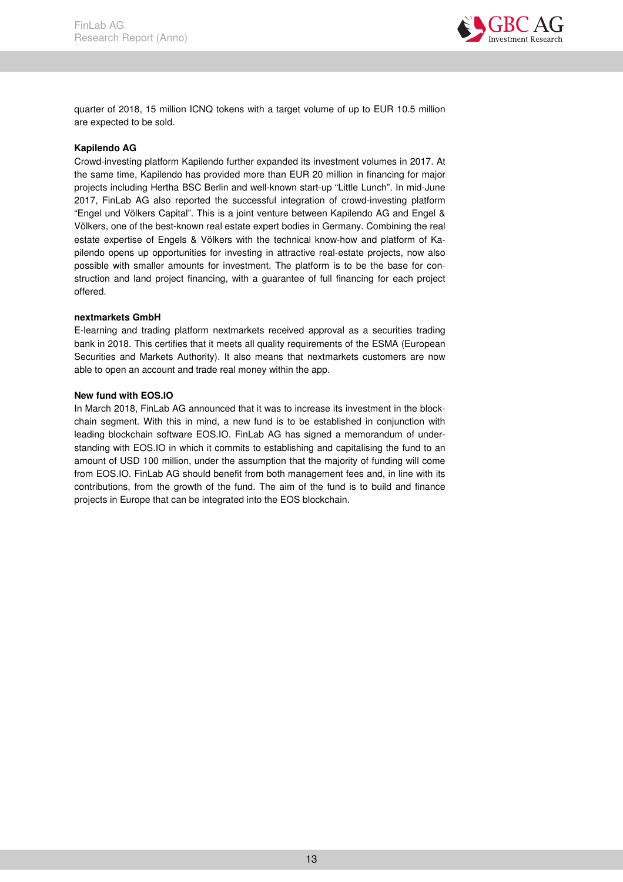quarter of 2018, 15 million ICNQ tokens with a target volume of up to EUR 10.5 million are expected to be sold.

**Kapilendo AG**

Crowd-investing platform Kapilendo further expanded its investment volumes in 2017. At the same time, Kapilendo has provided more than EUR 20 million in financing for major projects including Hertha BSC Berlin and well-known start-up "Little Lunch". In mid-June 2017, FinLab AG also reported the successful integration of crowd-investing platform "Engel und Völkers Capital". This is a joint venture between Kapilendo AG and Engel & Völkers, one of the best-known real estate expert bodies in Germany. Combining the real estate expertise of Engels & Völkers with the technical know-how and platform of Kapilendo opens up opportunities for investing in attractive real-estate projects, now also possible with smaller amounts for investment. The platform is to be the base for construction and land project financing, with a guarantee of full financing for each project offered.

**nextmarkets GmbH**

E-learning and trading platform nextmarkets received approval as a securities trading bank in 2018. This certifies that it meets all quality requirements of the ESMA (European Securities and Markets Authority). It also means that nextmarkets customers are now able to open an account and trade real money within the app.

**New fund with EOS.IO**

In March 2018, FinLab AG announced that it was to increase its investment in the blockchain segment. With this in mind, a new fund is to be established in conjunction with leading blockchain software EOS.IO. FinLab AG has signed a memorandum of understanding with EOS.IO in which it commits to establishing and capitalising the fund to an amount of USD 100 million, under the assumption that the majority of funding will come from EOS.IO. FinLab AG should benefit from both management fees and, in line with its contributions, from the growth of the fund. The aim of the fund is to build and finance projects in Europe that can be integrated into the EOS blockchain.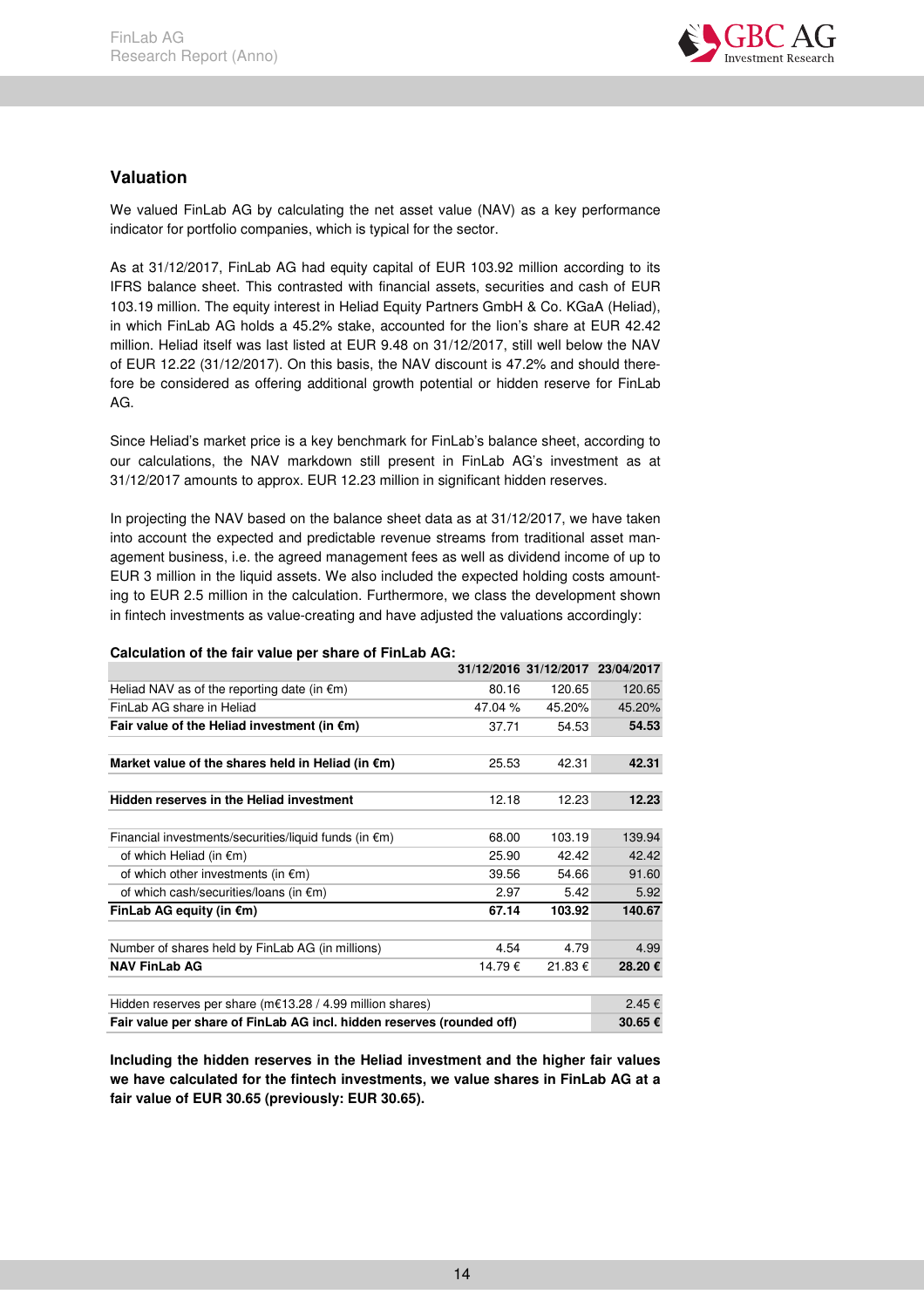## Valuation

We valued FinLab AG by calculating the net asset value (NAV) as a key performance indicator for portfolio companies, which is typical for the sector.

As at 31/12/2017, FinLab AG had equity capital of EUR 103.92 million according to its IFRS balance sheet. This contrasted with financial assets, securities and cash of EUR 103.19 million. The equity interest in Heliad Equity Partners GmbH & Co. KGaA (Heliad), in which FinLab AG holds a 45.2% stake, accounted for the lion's share at EUR 42.42 million. Heliad itself was last listed at EUR 9.48 on 31/12/2017, still well below the NAV of EUR 12.22 (31/12/2017). On this basis, the NAV discount is 47.2% and should therefore be considered as offering additional growth potential or hidden reserve for FinLab AG.

Since Heliad's market price is a key benchmark for FinLab's balance sheet, according to our calculations, the NAV markdown still present in FinLab AG's investment as at 31/12/2017 amounts to approx. EUR 12.23 million in significant hidden reserves.

In projecting the NAV based on the balance sheet data as at 31/12/2017, we have taken into account the expected and predictable revenue streams from traditional asset management business, i.e. the agreed management fees as well as dividend income of up to EUR 3 million in the liquid assets. We also included the expected holding costs amounting to EUR 2.5 million in the calculation. Furthermore, we class the development shown in fintech investments as value-creating and have adjusted the valuations accordingly:

**Calculation of the fair value per share of FinLab AG:**

| | 31/12/2016 | 31/12/2017 | 23/04/2017 |
|---|---|---|---|
| Heliad NAV as of the reporting date (in €m) | 80.16 | 120.65 | 120.65 |
| FinLab AG share in Heliad | 47.04 % | 45.20% | 45.20% |
| **Fair value of the Heliad investment (in €m)** | 37.71 | 54.53 | **54.53** |
| | | | |
| **Market value of the shares held in Heliad (in €m)** | 25.53 | 42.31 | **42.31** |
| | | | |
| **Hidden reserves in the Heliad investment** | 12.18 | 12.23 | **12.23** |
| | | | |
| Financial investments/securities/liquid funds (in €m) | 68.00 | 103.19 | 139.94 |
| of which Heliad (in €m) | 25.90 | 42.42 | 42.42 |
| of which other investments (in €m) | 39.56 | 54.66 | 91.60 |
| of which cash/securities/loans (in €m) | 2.97 | 5.42 | 5.92 |
| **FinLab AG equity (in €m)** | **67.14** | **103.92** | **140.67** |
| | | | |
| Number of shares held by FinLab AG (in millions) | 4.54 | 4.79 | 4.99 |
| **NAV FinLab AG** | 14.79 € | 21.83 € | **28.20 €** |
| | | | |
| Hidden reserves per share (m€13.28 / 4.99 million shares) | | | 2.45 € |
| **Fair value per share of FinLab AG incl. hidden reserves (rounded off)** | | | **30.65 €** |

**Including the hidden reserves in the Heliad investment and the higher fair values we have calculated for the fintech investments, we value shares in FinLab AG at a fair value of EUR 30.65 (previously: EUR 30.65).**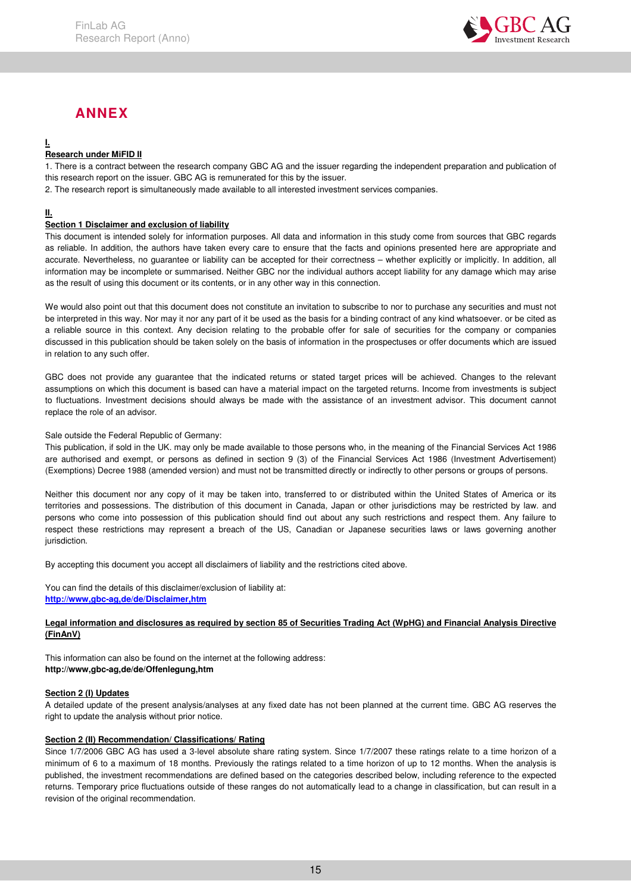# ANNEX

**I.**

**Research under MiFID II**

1. There is a contract between the research company GBC AG and the issuer regarding the independent preparation and publication of this research report on the issuer. GBC AG is remunerated for this by the issuer.
2. The research report is simultaneously made available to all interested investment services companies.

**II.**

**Section 1 Disclaimer and exclusion of liability**

This document is intended solely for information purposes. All data and information in this study come from sources that GBC regards as reliable. In addition, the authors have taken every care to ensure that the facts and opinions presented here are appropriate and accurate. Nevertheless, no guarantee or liability can be accepted for their correctness – whether explicitly or implicitly. In addition, all information may be incomplete or summarised. Neither GBC nor the individual authors accept liability for any damage which may arise as the result of using this document or its contents, or in any other way in this connection.

We would also point out that this document does not constitute an invitation to subscribe to nor to purchase any securities and must not be interpreted in this way. Nor may it nor any part of it be used as the basis for a binding contract of any kind whatsoever. or be cited as a reliable source in this context. Any decision relating to the probable offer for sale of securities for the company or companies discussed in this publication should be taken solely on the basis of information in the prospectuses or offer documents which are issued in relation to any such offer.

GBC does not provide any guarantee that the indicated returns or stated target prices will be achieved. Changes to the relevant assumptions on which this document is based can have a material impact on the targeted returns. Income from investments is subject to fluctuations. Investment decisions should always be made with the assistance of an investment advisor. This document cannot replace the role of an advisor.

Sale outside the Federal Republic of Germany:

This publication, if sold in the UK. may only be made available to those persons who, in the meaning of the Financial Services Act 1986 are authorised and exempt, or persons as defined in section 9 (3) of the Financial Services Act 1986 (Investment Advertisement) (Exemptions) Decree 1988 (amended version) and must not be transmitted directly or indirectly to other persons or groups of persons.

Neither this document nor any copy of it may be taken into, transferred to or distributed within the United States of America or its territories and possessions. The distribution of this document in Canada, Japan or other jurisdictions may be restricted by law. and persons who come into possession of this publication should find out about any such restrictions and respect them. Any failure to respect these restrictions may represent a breach of the US, Canadian or Japanese securities laws or laws governing another jurisdiction.

By accepting this document you accept all disclaimers of liability and the restrictions cited above.

You can find the details of this disclaimer/exclusion of liability at:
**http://www,gbc-ag,de/de/Disclaimer,htm**

**Legal information and disclosures as required by section 85 of Securities Trading Act (WpHG) and Financial Analysis Directive (FinAnV)**

This information can also be found on the internet at the following address:
**http://www,gbc-ag,de/de/Offenlegung,htm**

**Section 2 (I) Updates**

A detailed update of the present analysis/analyses at any fixed date has not been planned at the current time. GBC AG reserves the right to update the analysis without prior notice.

**Section 2 (II) Recommendation/ Classifications/ Rating**

Since 1/7/2006 GBC AG has used a 3-level absolute share rating system. Since 1/7/2007 these ratings relate to a time horizon of a minimum of 6 to a maximum of 18 months. Previously the ratings related to a time horizon of up to 12 months. When the analysis is published, the investment recommendations are defined based on the categories described below, including reference to the expected returns. Temporary price fluctuations outside of these ranges do not automatically lead to a change in classification, but can result in a revision of the original recommendation.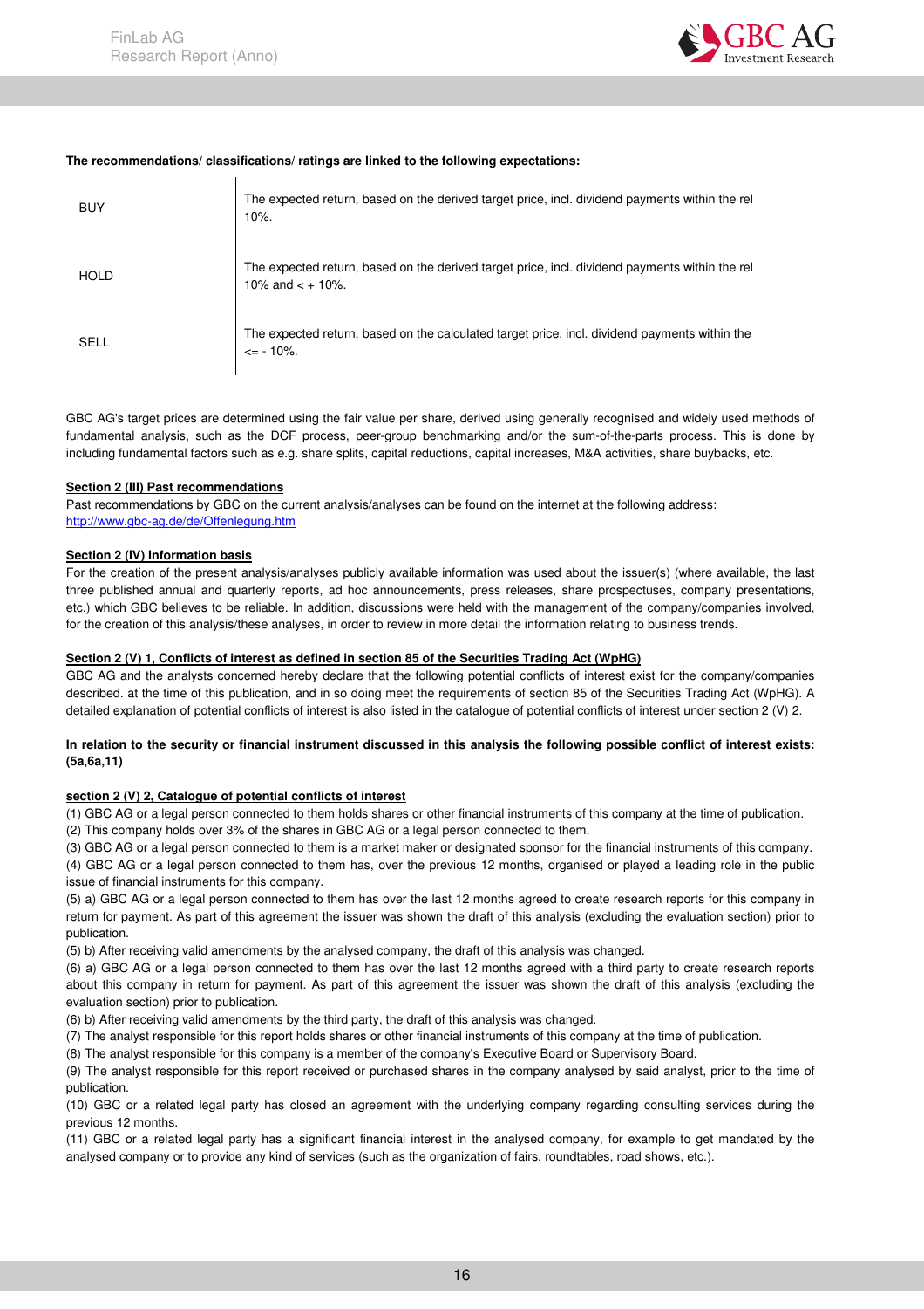**The recommendations/ classifications/ ratings are linked to the following expectations:**

| | |
|---|---|
| BUY | The expected return, based on the derived target price, incl. dividend payments within the rel 10%. |
| HOLD | The expected return, based on the derived target price, incl. dividend payments within the rel 10% and < + 10%. |
| SELL | The expected return, based on the calculated target price, incl. dividend payments within the <= - 10%. |

GBC AG's target prices are determined using the fair value per share, derived using generally recognised and widely used methods of fundamental analysis, such as the DCF process, peer-group benchmarking and/or the sum-of-the-parts process. This is done by including fundamental factors such as e.g. share splits, capital reductions, capital increases, M&A activities, share buybacks, etc.

**Section 2 (III) Past recommendations**

Past recommendations by GBC on the current analysis/analyses can be found on the internet at the following address:
http://www.gbc-ag.de/de/Offenlegung.htm

**Section 2 (IV) Information basis**

For the creation of the present analysis/analyses publicly available information was used about the issuer(s) (where available, the last three published annual and quarterly reports, ad hoc announcements, press releases, share prospectuses, company presentations, etc.) which GBC believes to be reliable. In addition, discussions were held with the management of the company/companies involved, for the creation of this analysis/these analyses, in order to review in more detail the information relating to business trends.

**Section 2 (V) 1, Conflicts of interest as defined in section 85 of the Securities Trading Act (WpHG)**

GBC AG and the analysts concerned hereby declare that the following potential conflicts of interest exist for the company/companies described. at the time of this publication, and in so doing meet the requirements of section 85 of the Securities Trading Act (WpHG). A detailed explanation of potential conflicts of interest is also listed in the catalogue of potential conflicts of interest under section 2 (V) 2.

**In relation to the security or financial instrument discussed in this analysis the following possible conflict of interest exists: (5a,6a,11)**

**section 2 (V) 2, Catalogue of potential conflicts of interest**

(1) GBC AG or a legal person connected to them holds shares or other financial instruments of this company at the time of publication.
(2) This company holds over 3% of the shares in GBC AG or a legal person connected to them.
(3) GBC AG or a legal person connected to them is a market maker or designated sponsor for the financial instruments of this company.
(4) GBC AG or a legal person connected to them has, over the previous 12 months, organised or played a leading role in the public issue of financial instruments for this company.
(5) a) GBC AG or a legal person connected to them has over the last 12 months agreed to create research reports for this company in return for payment. As part of this agreement the issuer was shown the draft of this analysis (excluding the evaluation section) prior to publication.
(5) b) After receiving valid amendments by the analysed company, the draft of this analysis was changed.
(6) a) GBC AG or a legal person connected to them has over the last 12 months agreed with a third party to create research reports about this company in return for payment. As part of this agreement the issuer was shown the draft of this analysis (excluding the evaluation section) prior to publication.
(6) b) After receiving valid amendments by the third party, the draft of this analysis was changed.
(7) The analyst responsible for this report holds shares or other financial instruments of this company at the time of publication.
(8) The analyst responsible for this company is a member of the company's Executive Board or Supervisory Board.
(9) The analyst responsible for this report received or purchased shares in the company analysed by said analyst, prior to the time of publication.
(10) GBC or a related legal party has closed an agreement with the underlying company regarding consulting services during the previous 12 months.
(11) GBC or a related legal party has a significant financial interest in the analysed company, for example to get mandated by the analysed company or to provide any kind of services (such as the organization of fairs, roundtables, road shows, etc.).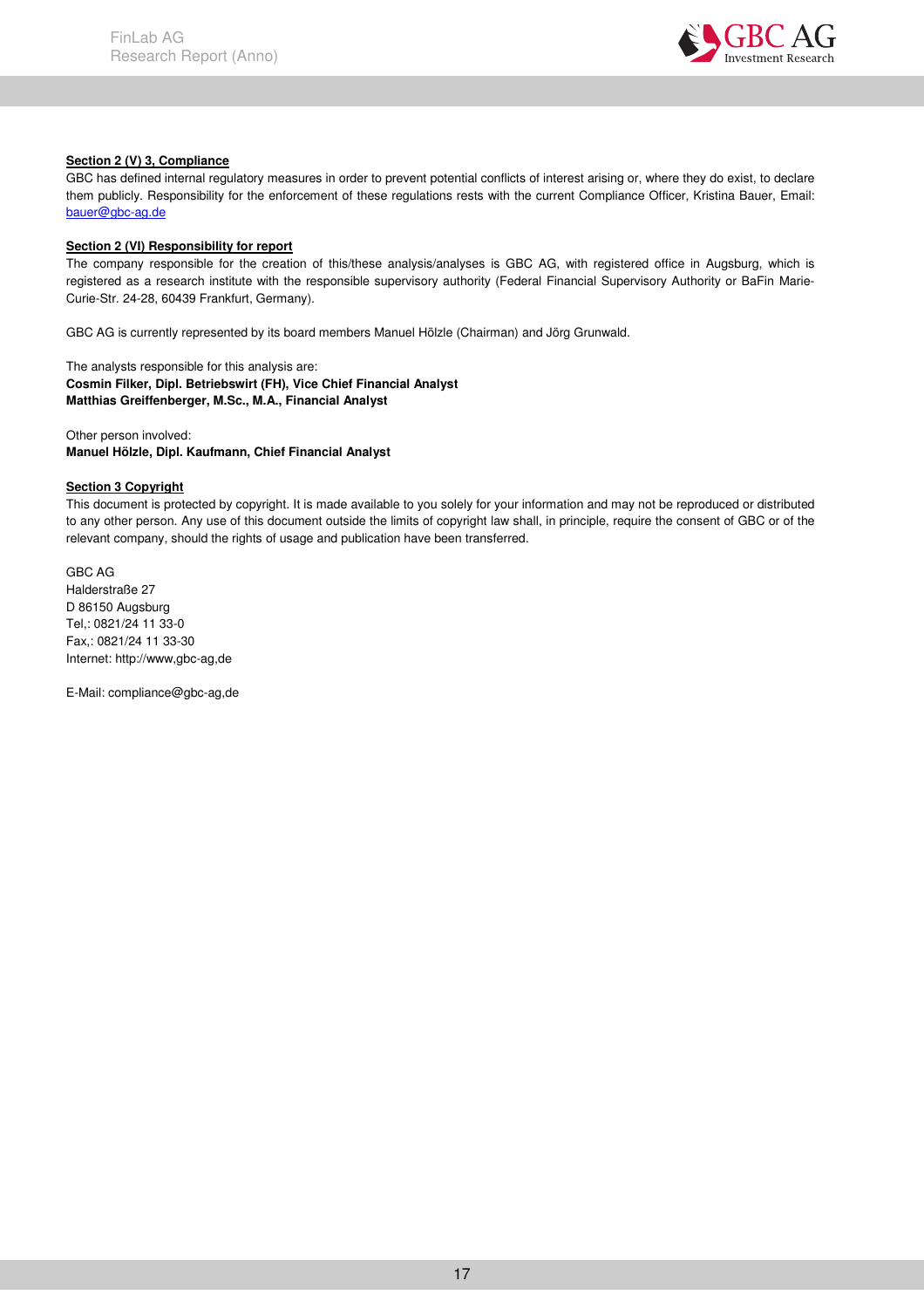**Section 2 (V) 3, Compliance**

GBC has defined internal regulatory measures in order to prevent potential conflicts of interest arising or, where they do exist, to declare them publicly. Responsibility for the enforcement of these regulations rests with the current Compliance Officer, Kristina Bauer, Email: bauer@gbc-ag.de

**Section 2 (VI) Responsibility for report**

The company responsible for the creation of this/these analysis/analyses is GBC AG, with registered office in Augsburg, which is registered as a research institute with the responsible supervisory authority (Federal Financial Supervisory Authority or BaFin Marie-Curie-Str. 24-28, 60439 Frankfurt, Germany).

GBC AG is currently represented by its board members Manuel Hölzle (Chairman) and Jörg Grunwald.

The analysts responsible for this analysis are:
**Cosmin Filker, Dipl. Betriebswirt (FH), Vice Chief Financial Analyst**
**Matthias Greiffenberger, M.Sc., M.A., Financial Analyst**

Other person involved:
**Manuel Hölzle, Dipl. Kaufmann, Chief Financial Analyst**

**Section 3 Copyright**

This document is protected by copyright. It is made available to you solely for your information and may not be reproduced or distributed to any other person. Any use of this document outside the limits of copyright law shall, in principle, require the consent of GBC or of the relevant company, should the rights of usage and publication have been transferred.

GBC AG
Halderstraße 27
D 86150 Augsburg
Tel,: 0821/24 11 33-0
Fax,: 0821/24 11 33-30
Internet: http://www,gbc-ag,de

E-Mail: compliance@gbc-ag,de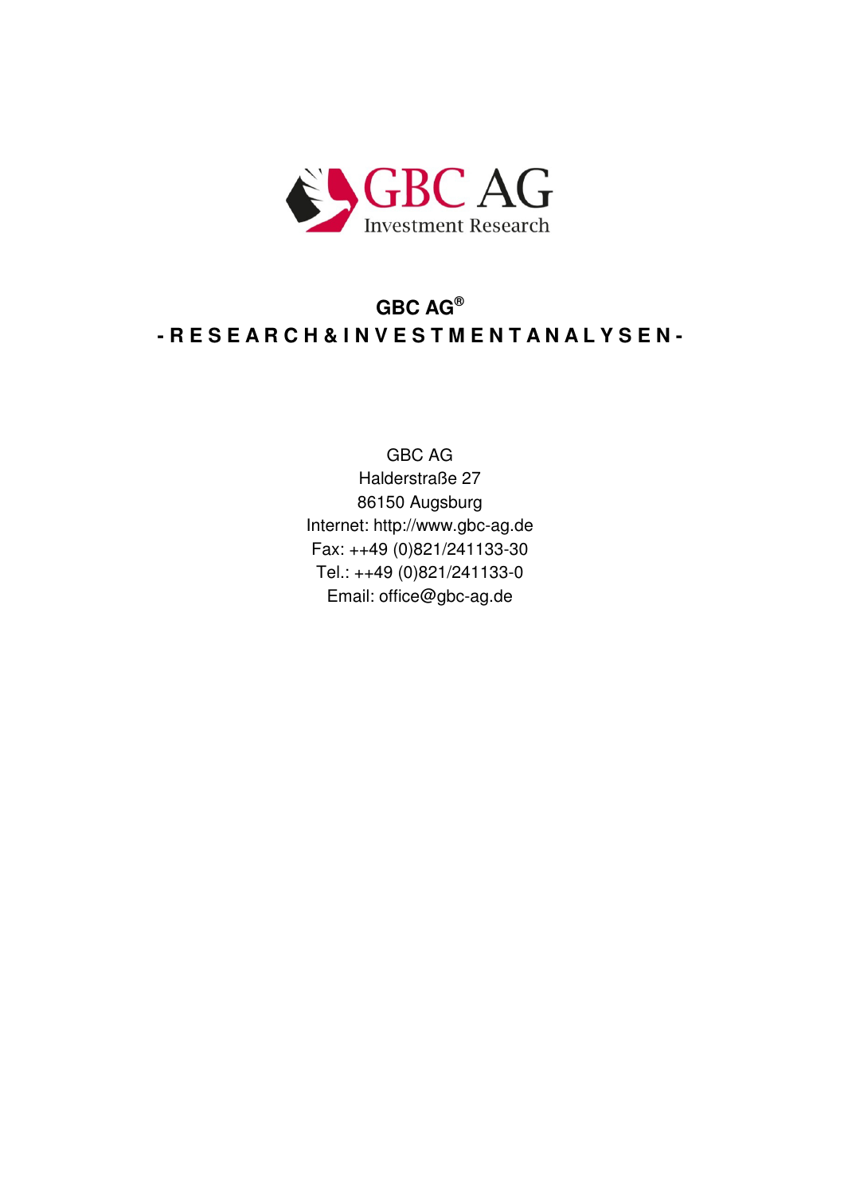GBC AG Investment Research

**GBC AG®**
**- R E S E A R C H & I N V E S T M E N T A N A L Y S E N -**

GBC AG
Halderstraße 27
86150 Augsburg
Internet: http://www.gbc-ag.de
Fax: ++49 (0)821/241133-30
Tel.: ++49 (0)821/241133-0
Email: office@gbc-ag.de